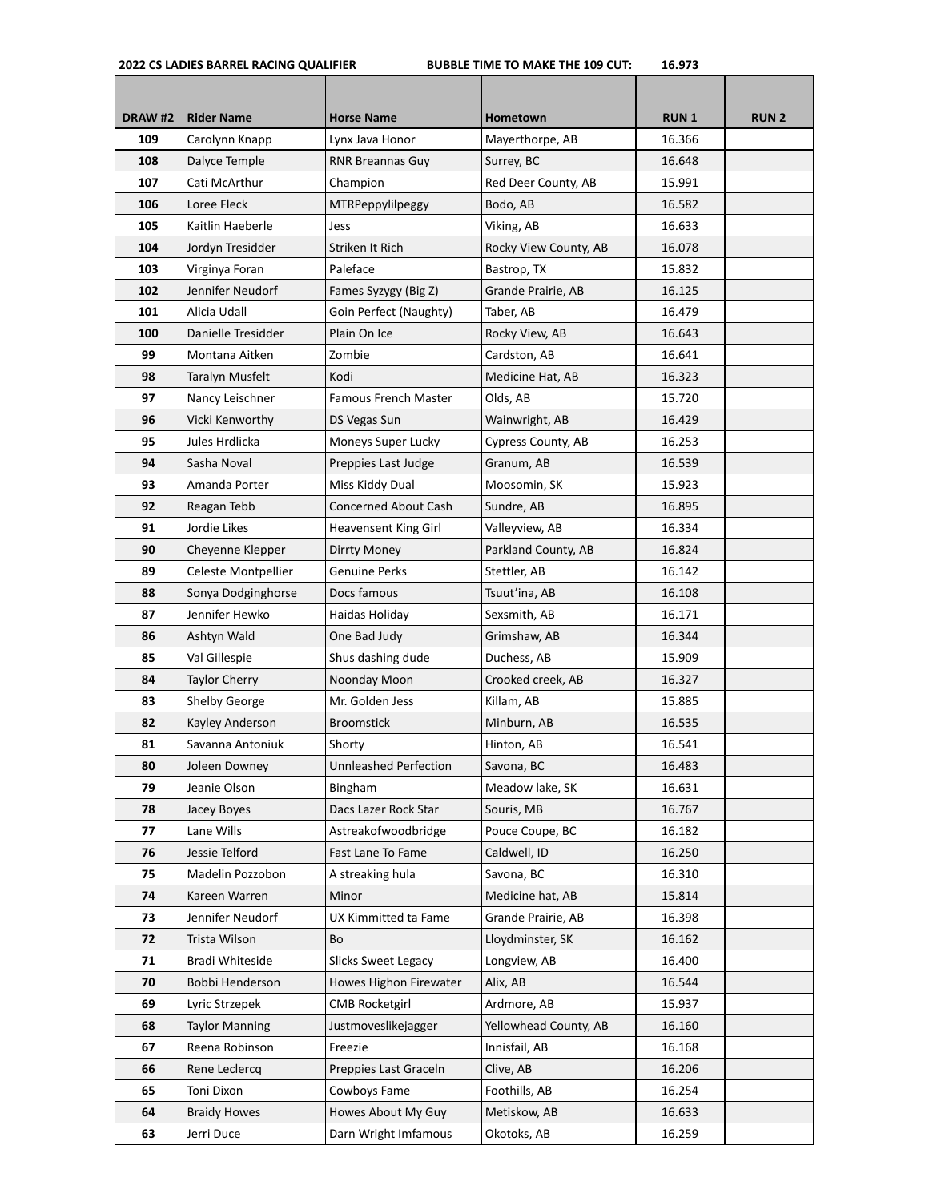**2022 CS LADIES BARREL RACING QUALIFIER** **BUBBLE TIME TO MAKE THE 109 CUT: 16.973**

| DRAW #2 | Rider Name | Horse Name | Hometown | RUN 1 | RUN 2 |
|---|---|---|---|---|---|
| 109 | Carolynn Knapp | Lynx Java Honor | Mayerthorpe, AB | 16.366 | |
| 108 | Dalyce Temple | RNR Breannas Guy | Surrey, BC | 16.648 | |
| 107 | Cati McArthur | Champion | Red Deer County, AB | 15.991 | |
| 106 | Loree Fleck | MTRPeppylilpeggy | Bodo, AB | 16.582 | |
| 105 | Kaitlin Haeberle | Jess | Viking, AB | 16.633 | |
| 104 | Jordyn Tresidder | Striken It Rich | Rocky View County, AB | 16.078 | |
| 103 | Virginya Foran | Paleface | Bastrop, TX | 15.832 | |
| 102 | Jennifer Neudorf | Fames Syzygy (Big Z) | Grande Prairie, AB | 16.125 | |
| 101 | Alicia Udall | Goin Perfect (Naughty) | Taber, AB | 16.479 | |
| 100 | Danielle Tresidder | Plain On Ice | Rocky View, AB | 16.643 | |
| 99 | Montana Aitken | Zombie | Cardston, AB | 16.641 | |
| 98 | Taralyn Musfelt | Kodi | Medicine Hat, AB | 16.323 | |
| 97 | Nancy Leischner | Famous French Master | Olds, AB | 15.720 | |
| 96 | Vicki Kenworthy | DS Vegas Sun | Wainwright, AB | 16.429 | |
| 95 | Jules Hrdlicka | Moneys Super Lucky | Cypress County, AB | 16.253 | |
| 94 | Sasha Noval | Preppies Last Judge | Granum, AB | 16.539 | |
| 93 | Amanda Porter | Miss Kiddy Dual | Moosomin, SK | 15.923 | |
| 92 | Reagan Tebb | Concerned About Cash | Sundre, AB | 16.895 | |
| 91 | Jordie Likes | Heavensent King Girl | Valleyview, AB | 16.334 | |
| 90 | Cheyenne Klepper | Dirrty Money | Parkland County, AB | 16.824 | |
| 89 | Celeste Montpellier | Genuine Perks | Stettler, AB | 16.142 | |
| 88 | Sonya Dodginghorse | Docs famous | Tsuut'ina, AB | 16.108 | |
| 87 | Jennifer Hewko | Haidas Holiday | Sexsmith, AB | 16.171 | |
| 86 | Ashtyn Wald | One Bad Judy | Grimshaw, AB | 16.344 | |
| 85 | Val Gillespie | Shus dashing dude | Duchess, AB | 15.909 | |
| 84 | Taylor Cherry | Noonday Moon | Crooked creek, AB | 16.327 | |
| 83 | Shelby George | Mr. Golden Jess | Killam, AB | 15.885 | |
| 82 | Kayley Anderson | Broomstick | Minburn, AB | 16.535 | |
| 81 | Savanna Antoniuk | Shorty | Hinton, AB | 16.541 | |
| 80 | Joleen Downey | Unnleashed Perfection | Savona, BC | 16.483 | |
| 79 | Jeanie Olson | Bingham | Meadow lake, SK | 16.631 | |
| 78 | Jacey Boyes | Dacs Lazer Rock Star | Souris, MB | 16.767 | |
| 77 | Lane Wills | Astreakofwoodbridge | Pouce Coupe, BC | 16.182 | |
| 76 | Jessie Telford | Fast Lane To Fame | Caldwell, ID | 16.250 | |
| 75 | Madelin Pozzobon | A streaking hula | Savona, BC | 16.310 | |
| 74 | Kareen Warren | Minor | Medicine hat, AB | 15.814 | |
| 73 | Jennifer Neudorf | UX Kimmitted ta Fame | Grande Prairie, AB | 16.398 | |
| 72 | Trista Wilson | Bo | Lloydminster, SK | 16.162 | |
| 71 | Bradi Whiteside | Slicks Sweet Legacy | Longview, AB | 16.400 | |
| 70 | Bobbi Henderson | Howes Highon Firewater | Alix, AB | 16.544 | |
| 69 | Lyric Strzepek | CMB Rocketgirl | Ardmore, AB | 15.937 | |
| 68 | Taylor Manning | Justmoveslikejagger | Yellowhead County, AB | 16.160 | |
| 67 | Reena Robinson | Freezie | Innisfail, AB | 16.168 | |
| 66 | Rene Leclercq | Preppies Last Graceln | Clive, AB | 16.206 | |
| 65 | Toni Dixon | Cowboys Fame | Foothills, AB | 16.254 | |
| 64 | Braidy Howes | Howes About My Guy | Metiskow, AB | 16.633 | |
| 63 | Jerri Duce | Darn Wright Imfamous | Okotoks, AB | 16.259 | |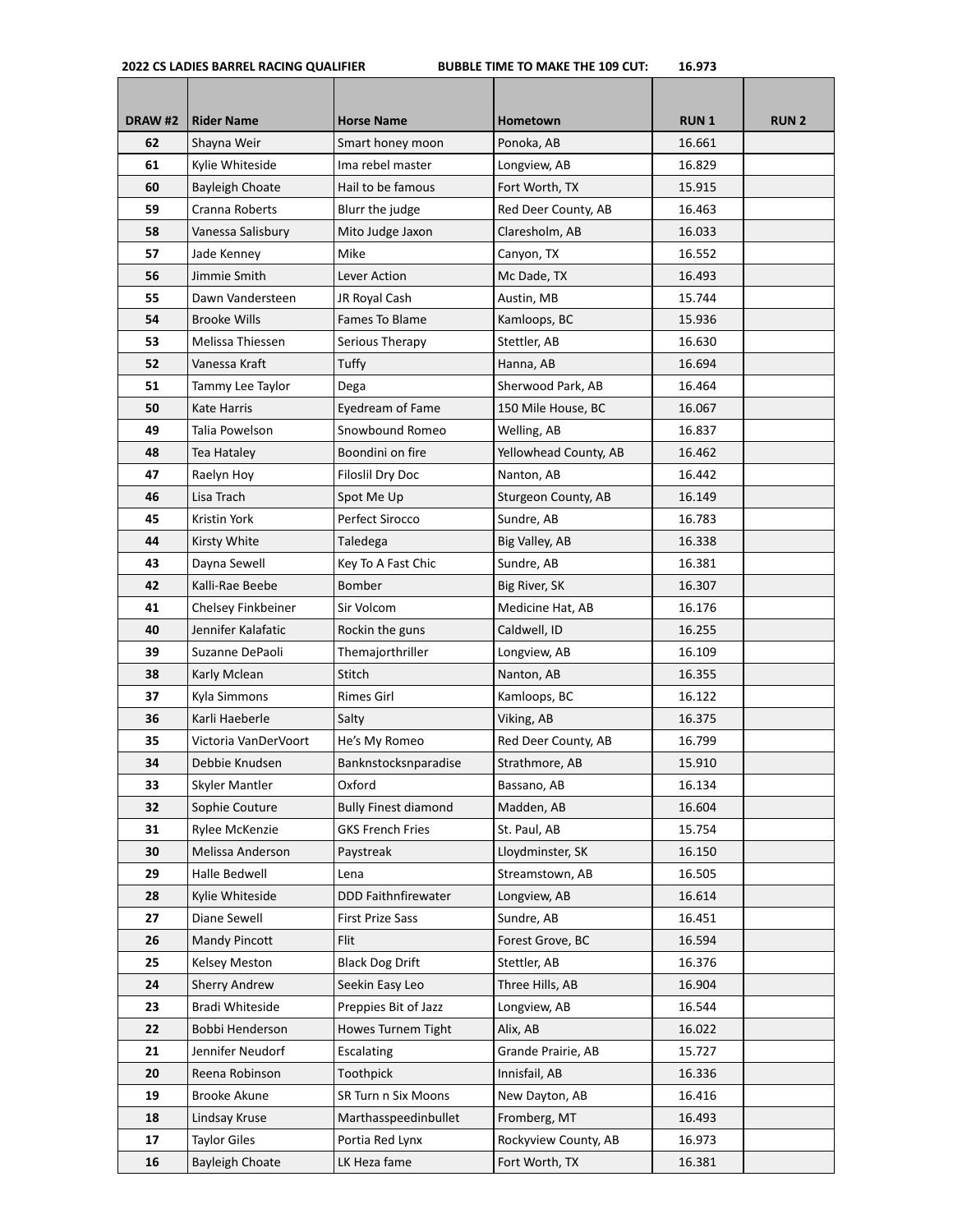**2022 CS LADIES BARREL RACING QUALIFIER** **BUBBLE TIME TO MAKE THE 109 CUT: 16.973**

| DRAW #2 | Rider Name | Horse Name | Hometown | RUN 1 | RUN 2 |
|---|---|---|---|---|---|
| 62 | Shayna Weir | Smart honey moon | Ponoka, AB | 16.661 | |
| 61 | Kylie Whiteside | Ima rebel master | Longview, AB | 16.829 | |
| 60 | Bayleigh Choate | Hail to be famous | Fort Worth, TX | 15.915 | |
| 59 | Cranna Roberts | Blurr the judge | Red Deer County, AB | 16.463 | |
| 58 | Vanessa Salisbury | Mito Judge Jaxon | Claresholm, AB | 16.033 | |
| 57 | Jade Kenney | Mike | Canyon, TX | 16.552 | |
| 56 | Jimmie Smith | Lever Action | Mc Dade, TX | 16.493 | |
| 55 | Dawn Vandersteen | JR Royal Cash | Austin, MB | 15.744 | |
| 54 | Brooke Wills | Fames To Blame | Kamloops, BC | 15.936 | |
| 53 | Melissa Thiessen | Serious Therapy | Stettler, AB | 16.630 | |
| 52 | Vanessa Kraft | Tuffy | Hanna, AB | 16.694 | |
| 51 | Tammy Lee Taylor | Dega | Sherwood Park, AB | 16.464 | |
| 50 | Kate Harris | Eyedream of Fame | 150 Mile House, BC | 16.067 | |
| 49 | Talia Powelson | Snowbound Romeo | Welling, AB | 16.837 | |
| 48 | Tea Hataley | Boondini on fire | Yellowhead County, AB | 16.462 | |
| 47 | Raelyn Hoy | Filoslil Dry Doc | Nanton, AB | 16.442 | |
| 46 | Lisa Trach | Spot Me Up | Sturgeon County, AB | 16.149 | |
| 45 | Kristin York | Perfect Sirocco | Sundre, AB | 16.783 | |
| 44 | Kirsty White | Taledega | Big Valley, AB | 16.338 | |
| 43 | Dayna Sewell | Key To A Fast Chic | Sundre, AB | 16.381 | |
| 42 | Kalli-Rae Beebe | Bomber | Big River, SK | 16.307 | |
| 41 | Chelsey Finkbeiner | Sir Volcom | Medicine Hat, AB | 16.176 | |
| 40 | Jennifer Kalafatic | Rockin the guns | Caldwell, ID | 16.255 | |
| 39 | Suzanne DePaoli | Themajorthriller | Longview, AB | 16.109 | |
| 38 | Karly Mclean | Stitch | Nanton, AB | 16.355 | |
| 37 | Kyla Simmons | Rimes Girl | Kamloops, BC | 16.122 | |
| 36 | Karli Haeberle | Salty | Viking, AB | 16.375 | |
| 35 | Victoria VanDerVoort | He's My Romeo | Red Deer County, AB | 16.799 | |
| 34 | Debbie Knudsen | Banknstocksnparadise | Strathmore, AB | 15.910 | |
| 33 | Skyler Mantler | Oxford | Bassano, AB | 16.134 | |
| 32 | Sophie Couture | Bully Finest diamond | Madden, AB | 16.604 | |
| 31 | Rylee McKenzie | GKS French Fries | St. Paul, AB | 15.754 | |
| 30 | Melissa Anderson | Paystreak | Lloydminster, SK | 16.150 | |
| 29 | Halle Bedwell | Lena | Streamstown, AB | 16.505 | |
| 28 | Kylie Whiteside | DDD Faithnfirewater | Longview, AB | 16.614 | |
| 27 | Diane Sewell | First Prize Sass | Sundre, AB | 16.451 | |
| 26 | Mandy Pincott | Flit | Forest Grove, BC | 16.594 | |
| 25 | Kelsey Meston | Black Dog Drift | Stettler, AB | 16.376 | |
| 24 | Sherry Andrew | Seekin Easy Leo | Three Hills, AB | 16.904 | |
| 23 | Bradi Whiteside | Preppies Bit of Jazz | Longview, AB | 16.544 | |
| 22 | Bobbi Henderson | Howes Turnem Tight | Alix, AB | 16.022 | |
| 21 | Jennifer Neudorf | Escalating | Grande Prairie, AB | 15.727 | |
| 20 | Reena Robinson | Toothpick | Innisfail, AB | 16.336 | |
| 19 | Brooke Akune | SR Turn n Six Moons | New Dayton, AB | 16.416 | |
| 18 | Lindsay Kruse | Marthasspeedinbullet | Fromberg, MT | 16.493 | |
| 17 | Taylor Giles | Portia Red Lynx | Rockyview County, AB | 16.973 | |
| 16 | Bayleigh Choate | LK Heza fame | Fort Worth, TX | 16.381 | |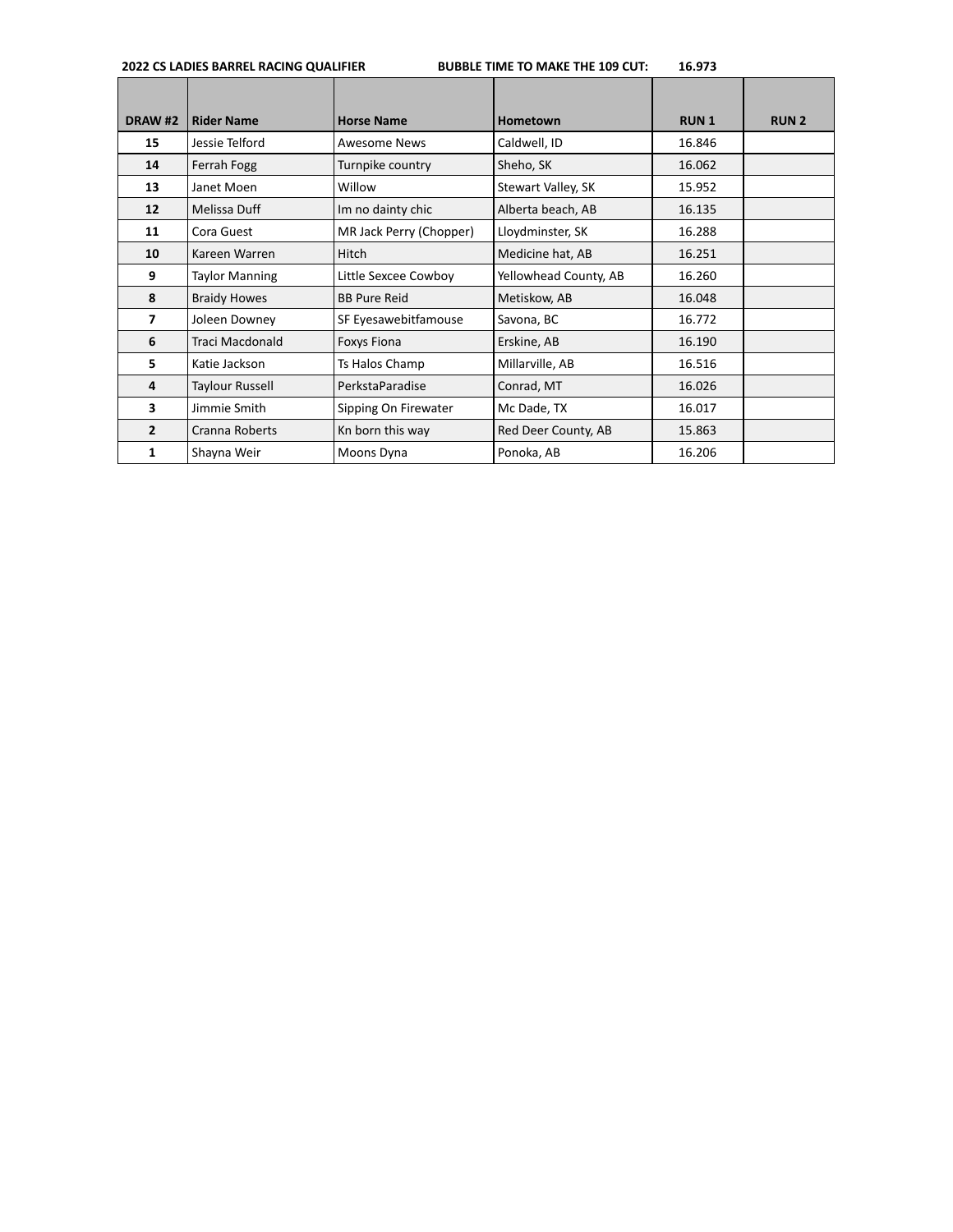**2022 CS LADIES BARREL RACING QUALIFIER** **BUBBLE TIME TO MAKE THE 109 CUT: 16.973**

| DRAW #2 | Rider Name | Horse Name | Hometown | RUN 1 | RUN 2 |
|---|---|---|---|---|---|
| 15 | Jessie Telford | Awesome News | Caldwell, ID | 16.846 | |
| 14 | Ferrah Fogg | Turnpike country | Sheho, SK | 16.062 | |
| 13 | Janet Moen | Willow | Stewart Valley, SK | 15.952 | |
| 12 | Melissa Duff | Im no dainty chic | Alberta beach, AB | 16.135 | |
| 11 | Cora Guest | MR Jack Perry (Chopper) | Lloydminster, SK | 16.288 | |
| 10 | Kareen Warren | Hitch | Medicine hat, AB | 16.251 | |
| 9 | Taylor Manning | Little Sexcee Cowboy | Yellowhead County, AB | 16.260 | |
| 8 | Braidy Howes | BB Pure Reid | Metiskow, AB | 16.048 | |
| 7 | Joleen Downey | SF Eyesawebitfamouse | Savona, BC | 16.772 | |
| 6 | Traci Macdonald | Foxys Fiona | Erskine, AB | 16.190 | |
| 5 | Katie Jackson | Ts Halos Champ | Millarville, AB | 16.516 | |
| 4 | Taylour Russell | PerkstaParadise | Conrad, MT | 16.026 | |
| 3 | Jimmie Smith | Sipping On Firewater | Mc Dade, TX | 16.017 | |
| 2 | Cranna Roberts | Kn born this way | Red Deer County, AB | 15.863 | |
| 1 | Shayna Weir | Moons Dyna | Ponoka, AB | 16.206 | |